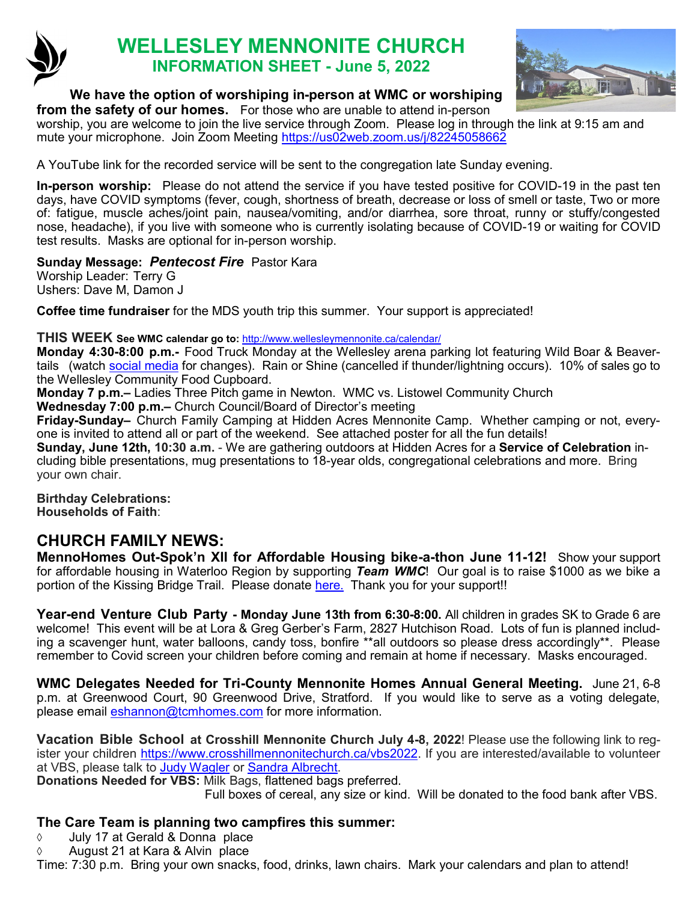# WELLESLEY MENNONITE CHURCH

## INFORMATION SHEET - June 5, 2022

**We have the option of worshiping in-person at WMC or worshiping from the safety of our homes.** For those who are unable to attend in-person worship, you are welcome to join the live service through Zoom. Please log in through the link at 9:15 am and mute your microphone. Join Zoom Meeting https://us02web.zoom.us/j/82245058662

A YouTube link for the recorded service will be sent to the congregation late Sunday evening.

**In-person worship:** Please do not attend the service if you have tested positive for COVID-19 in the past ten days, have COVID symptoms (fever, cough, shortness of breath, decrease or loss of smell or taste, Two or more of: fatigue, muscle aches/joint pain, nausea/vomiting, and/or diarrhea, sore throat, runny or stuffy/congested nose, headache), if you live with someone who is currently isolating because of COVID-19 or waiting for COVID test results. Masks are optional for in-person worship.

**Sunday Message:** ***Pentecost Fire*** Pastor Kara
Worship Leader: Terry G
Ushers: Dave M, Damon J

**Coffee time fundraiser** for the MDS youth trip this summer. Your support is appreciated!

**THIS WEEK** **See WMC calendar go to:** http://www.wellesleymennonite.ca/calendar/

**Monday 4:30-8:00 p.m.-** Food Truck Monday at the Wellesley arena parking lot featuring Wild Boar & Beavertails (watch social media for changes). Rain or Shine (cancelled if thunder/lightning occurs). 10% of sales go to the Wellesley Community Food Cupboard.
**Monday 7 p.m.–** Ladies Three Pitch game in Newton. WMC vs. Listowel Community Church
**Wednesday 7:00 p.m.–** Church Council/Board of Director's meeting
**Friday-Sunday–** Church Family Camping at Hidden Acres Mennonite Camp. Whether camping or not, everyone is invited to attend all or part of the weekend. See attached poster for all the fun details!
**Sunday, June 12th, 10:30 a.m.** - We are gathering outdoors at Hidden Acres for a **Service of Celebration** including bible presentations, mug presentations to 18-year olds, congregational celebrations and more. Bring your own chair.

**Birthday Celebrations:**
**Households of Faith**:

## CHURCH FAMILY NEWS:

**MennoHomes Out-Spok'n XII for Affordable Housing bike-a-thon June 11-12!** Show your support for affordable housing in Waterloo Region by supporting ***Team WMC***! Our goal is to raise $1000 as we bike a portion of the Kissing Bridge Trail. Please donate here. Thank you for your support!!

**Year-end Venture Club Party - Monday June 13th from 6:30-8:00.** All children in grades SK to Grade 6 are welcome! This event will be at Lora & Greg Gerber's Farm, 2827 Hutchison Road. Lots of fun is planned including a scavenger hunt, water balloons, candy toss, bonfire **all outdoors so please dress accordingly**. Please remember to Covid screen your children before coming and remain at home if necessary. Masks encouraged.

**WMC Delegates Needed for Tri-County Mennonite Homes Annual General Meeting.** June 21, 6-8 p.m. at Greenwood Court, 90 Greenwood Drive, Stratford. If you would like to serve as a voting delegate, please email eshannon@tcmhomes.com for more information.

**Vacation Bible School at Crosshill Mennonite Church July 4-8, 2022**! Please use the following link to register your children https://www.crosshillmennonitechurch.ca/vbs2022. If you are interested/available to volunteer at VBS, please talk to Judy Wagler or Sandra Albrecht.
**Donations Needed for VBS:** Milk Bags, flattened bags preferred.
Full boxes of cereal, any size or kind. Will be donated to the food bank after VBS.

### The Care Team is planning two campfires this summer:

- July 17 at Gerald & Donna place
- August 21 at Kara & Alvin place

Time: 7:30 p.m. Bring your own snacks, food, drinks, lawn chairs. Mark your calendars and plan to attend!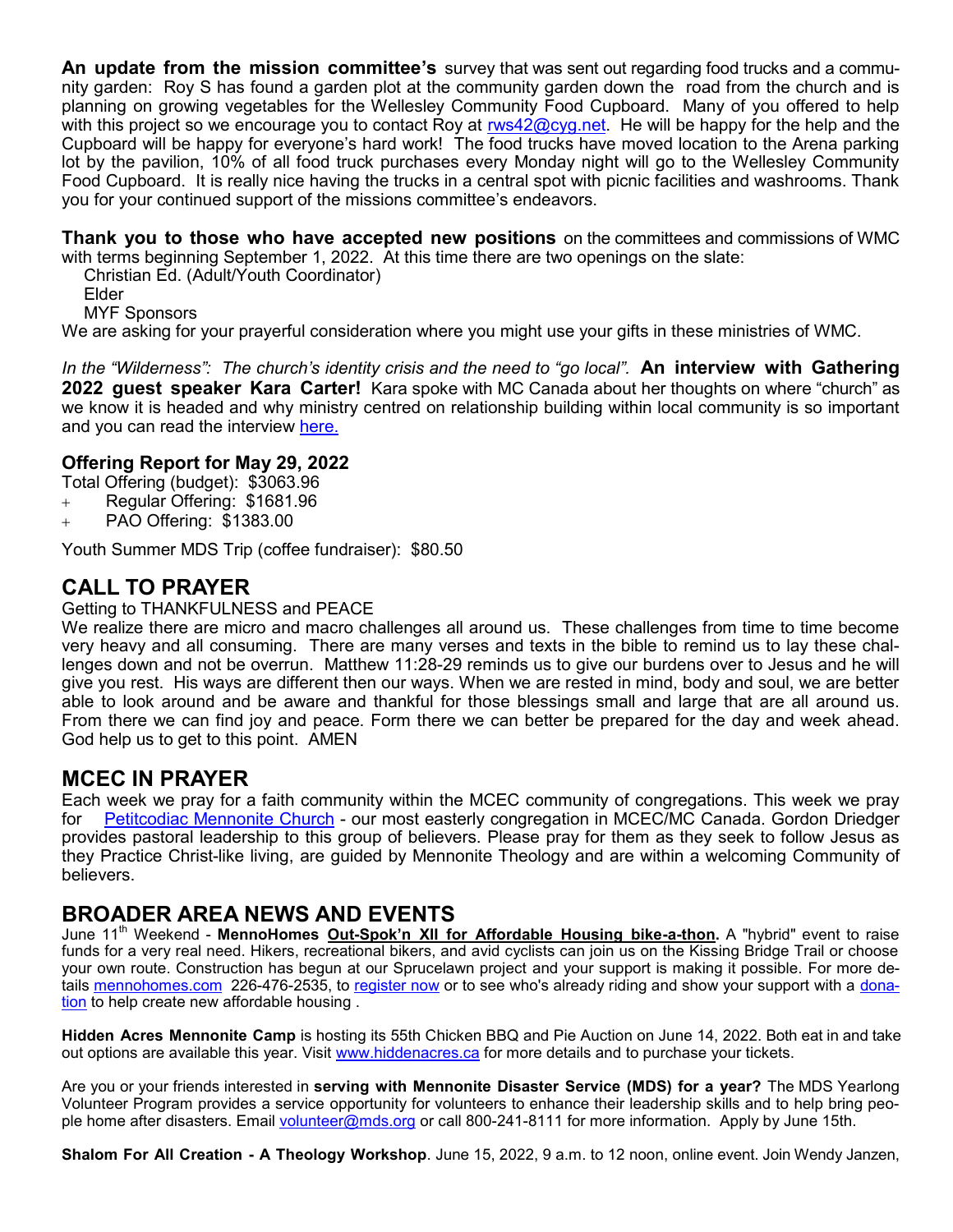**An update from the mission committee's** survey that was sent out regarding food trucks and a community garden: Roy S has found a garden plot at the community garden down the road from the church and is planning on growing vegetables for the Wellesley Community Food Cupboard. Many of you offered to help with this project so we encourage you to contact Roy at rws42@cyg.net. He will be happy for the help and the Cupboard will be happy for everyone's hard work! The food trucks have moved location to the Arena parking lot by the pavilion, 10% of all food truck purchases every Monday night will go to the Wellesley Community Food Cupboard. It is really nice having the trucks in a central spot with picnic facilities and washrooms. Thank you for your continued support of the missions committee's endeavors.

**Thank you to those who have accepted new positions** on the committees and commissions of WMC with terms beginning September 1, 2022. At this time there are two openings on the slate:

Christian Ed. (Adult/Youth Coordinator)
Elder
MYF Sponsors

We are asking for your prayerful consideration where you might use your gifts in these ministries of WMC.

*In the "Wilderness": The church's identity crisis and the need to "go local".* **An interview with Gathering 2022 guest speaker Kara Carter!** Kara spoke with MC Canada about her thoughts on where "church" as we know it is headed and why ministry centred on relationship building within local community is so important and you can read the interview here.

**Offering Report for May 29, 2022**

Total Offering (budget): $3063.96

- Regular Offering: $1681.96
- PAO Offering: $1383.00

Youth Summer MDS Trip (coffee fundraiser): $80.50

## CALL TO PRAYER

Getting to THANKFULNESS and PEACE

We realize there are micro and macro challenges all around us. These challenges from time to time become very heavy and all consuming. There are many verses and texts in the bible to remind us to lay these challenges down and not be overrun. Matthew 11:28-29 reminds us to give our burdens over to Jesus and he will give you rest. His ways are different then our ways. When we are rested in mind, body and soul, we are better able to look around and be aware and thankful for those blessings small and large that are all around us. From there we can find joy and peace. Form there we can better be prepared for the day and week ahead. God help us to get to this point. AMEN

## MCEC IN PRAYER

Each week we pray for a faith community within the MCEC community of congregations. This week we pray for Petitcodiac Mennonite Church - our most easterly congregation in MCEC/MC Canada. Gordon Driedger provides pastoral leadership to this group of believers. Please pray for them as they seek to follow Jesus as they Practice Christ-like living, are guided by Mennonite Theology and are within a welcoming Community of believers.

## BROADER AREA NEWS AND EVENTS

June 11th Weekend - **MennoHomes Out-Spok'n XII for Affordable Housing bike-a-thon.** A "hybrid" event to raise funds for a very real need. Hikers, recreational bikers, and avid cyclists can join us on the Kissing Bridge Trail or choose your own route. Construction has begun at our Sprucelawn project and your support is making it possible. For more details mennohomes.com 226-476-2535, to register now or to see who's already riding and show your support with a donation to help create new affordable housing .

**Hidden Acres Mennonite Camp** is hosting its 55th Chicken BBQ and Pie Auction on June 14, 2022. Both eat in and take out options are available this year. Visit www.hiddenacres.ca for more details and to purchase your tickets.

Are you or your friends interested in **serving with Mennonite Disaster Service (MDS) for a year?** The MDS Yearlong Volunteer Program provides a service opportunity for volunteers to enhance their leadership skills and to help bring people home after disasters. Email volunteer@mds.org or call 800-241-8111 for more information. Apply by June 15th.

**Shalom For All Creation - A Theology Workshop**. June 15, 2022, 9 a.m. to 12 noon, online event. Join Wendy Janzen,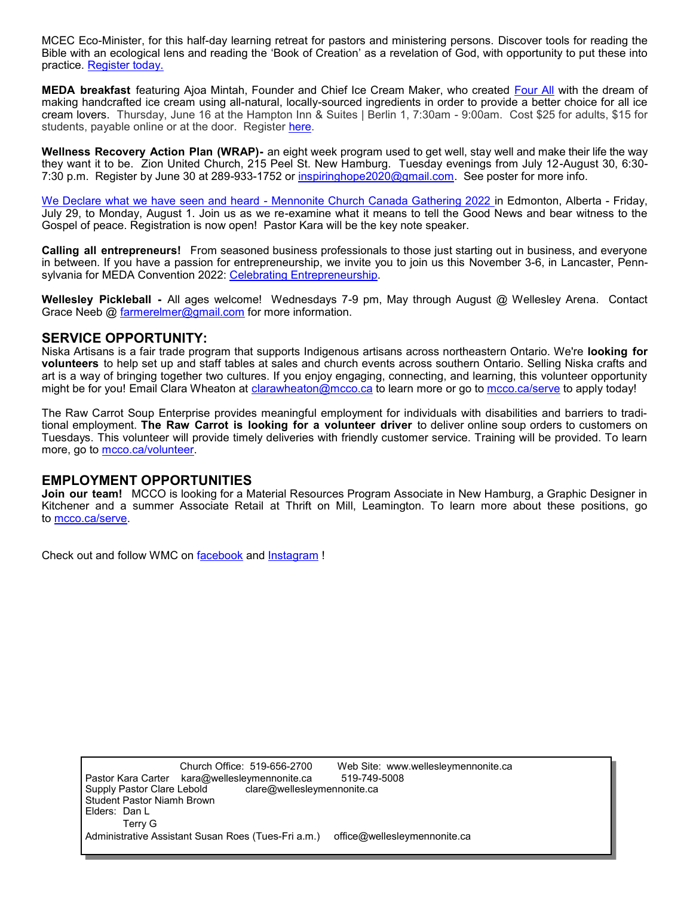MCEC Eco-Minister, for this half-day learning retreat for pastors and ministering persons. Discover tools for reading the Bible with an ecological lens and reading the 'Book of Creation' as a revelation of God, with opportunity to put these into practice. Register today.

**MEDA breakfast** featuring Ajoa Mintah, Founder and Chief Ice Cream Maker, who created Four All with the dream of making handcrafted ice cream using all-natural, locally-sourced ingredients in order to provide a better choice for all ice cream lovers. Thursday, June 16 at the Hampton Inn & Suites | Berlin 1, 7:30am - 9:00am. Cost $25 for adults, $15 for students, payable online or at the door. Register here.

**Wellness Recovery Action Plan (WRAP)-** an eight week program used to get well, stay well and make their life the way they want it to be. Zion United Church, 215 Peel St. New Hamburg. Tuesday evenings from July 12-August 30, 6:30-7:30 p.m. Register by June 30 at 289-933-1752 or inspiringhope2020@gmail.com. See poster for more info.

We Declare what we have seen and heard - Mennonite Church Canada Gathering 2022 in Edmonton, Alberta - Friday, July 29, to Monday, August 1. Join us as we re-examine what it means to tell the Good News and bear witness to the Gospel of peace. Registration is now open! Pastor Kara will be the key note speaker.

**Calling all entrepreneurs!** From seasoned business professionals to those just starting out in business, and everyone in between. If you have a passion for entrepreneurship, we invite you to join us this November 3-6, in Lancaster, Pennsylvania for MEDA Convention 2022: Celebrating Entrepreneurship.

**Wellesley Pickleball -** All ages welcome! Wednesdays 7-9 pm, May through August @ Wellesley Arena. Contact Grace Neeb @ farmerelmer@gmail.com for more information.

## SERVICE OPPORTUNITY:

Niska Artisans is a fair trade program that supports Indigenous artisans across northeastern Ontario. We're **looking for volunteers** to help set up and staff tables at sales and church events across southern Ontario. Selling Niska crafts and art is a way of bringing together two cultures. If you enjoy engaging, connecting, and learning, this volunteer opportunity might be for you! Email Clara Wheaton at clarawheaton@mcco.ca to learn more or go to mcco.ca/serve to apply today!

The Raw Carrot Soup Enterprise provides meaningful employment for individuals with disabilities and barriers to traditional employment. **The Raw Carrot is looking for a volunteer driver** to deliver online soup orders to customers on Tuesdays. This volunteer will provide timely deliveries with friendly customer service. Training will be provided. To learn more, go to mcco.ca/volunteer.

## EMPLOYMENT OPPORTUNITIES

**Join our team!** MCCO is looking for a Material Resources Program Associate in New Hamburg, a Graphic Designer in Kitchener and a summer Associate Retail at Thrift on Mill, Leamington. To learn more about these positions, go to mcco.ca/serve.

Check out and follow WMC on facebook and Instagram !

Church Office: 519-656-2700 Web Site: www.wellesleymennonite.ca
Pastor Kara Carter kara@wellesleymennonite.ca 519-749-5008
Supply Pastor Clare Lebold clare@wellesleymennonite.ca
Student Pastor Niamh Brown
Elders: Dan L
Terry G
Administrative Assistant Susan Roes (Tues-Fri a.m.) office@wellesleymennonite.ca